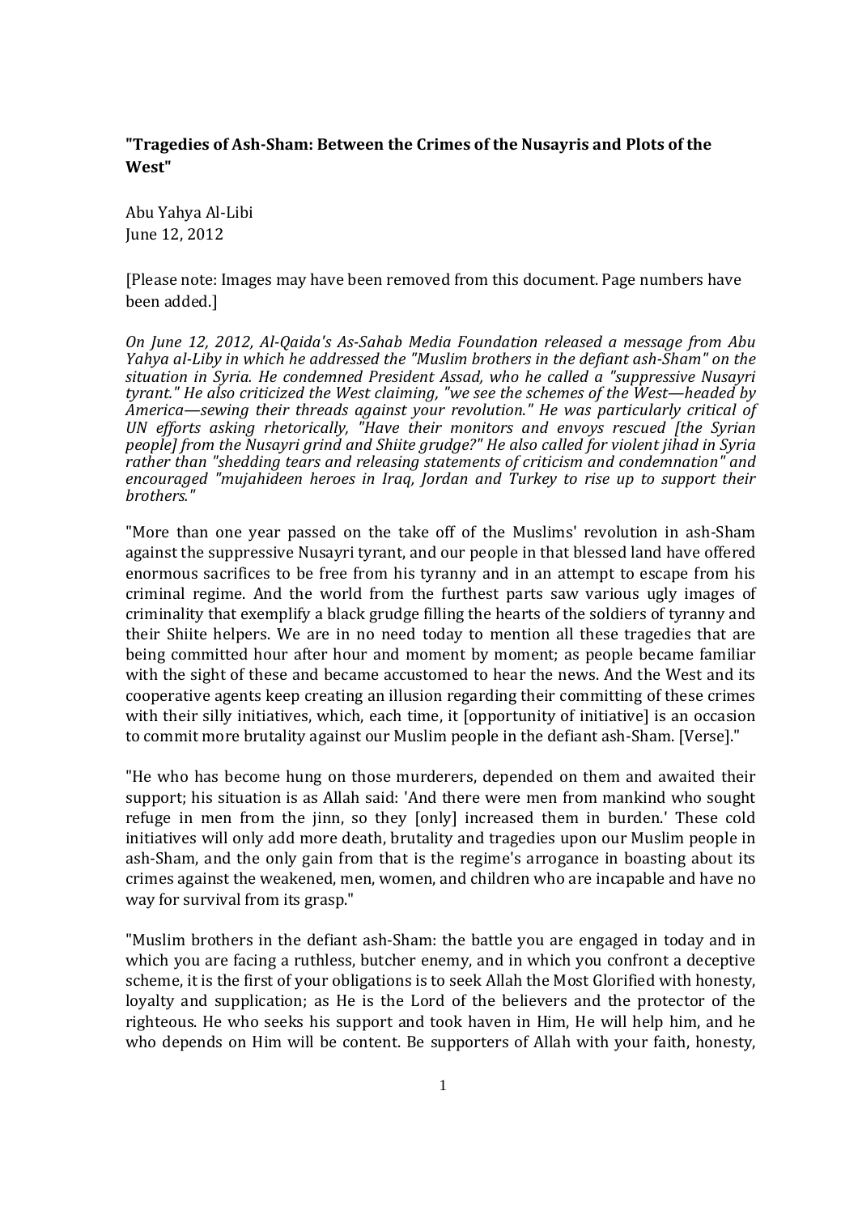**"Tragedies of Ash-Sham: Between the Crimes of the Nusayris and Plots of the West"**

Abu Yahya Al-Libi
June 12, 2012

[Please note: Images may have been removed from this document. Page numbers have been added.]

*On June 12, 2012, Al-Qaida's As-Sahab Media Foundation released a message from Abu Yahya al-Liby in which he addressed the "Muslim brothers in the defiant ash-Sham" on the situation in Syria. He condemned President Assad, who he called a "suppressive Nusayri tyrant." He also criticized the West claiming, "we see the schemes of the West—headed by America—sewing their threads against your revolution." He was particularly critical of UN efforts asking rhetorically, "Have their monitors and envoys rescued [the Syrian people] from the Nusayri grind and Shiite grudge?" He also called for violent jihad in Syria rather than "shedding tears and releasing statements of criticism and condemnation" and encouraged "mujahideen heroes in Iraq, Jordan and Turkey to rise up to support their brothers."*

"More than one year passed on the take off of the Muslims' revolution in ash-Sham against the suppressive Nusayri tyrant, and our people in that blessed land have offered enormous sacrifices to be free from his tyranny and in an attempt to escape from his criminal regime. And the world from the furthest parts saw various ugly images of criminality that exemplify a black grudge filling the hearts of the soldiers of tyranny and their Shiite helpers. We are in no need today to mention all these tragedies that are being committed hour after hour and moment by moment; as people became familiar with the sight of these and became accustomed to hear the news. And the West and its cooperative agents keep creating an illusion regarding their committing of these crimes with their silly initiatives, which, each time, it [opportunity of initiative] is an occasion to commit more brutality against our Muslim people in the defiant ash-Sham. [Verse]."

"He who has become hung on those murderers, depended on them and awaited their support; his situation is as Allah said: 'And there were men from mankind who sought refuge in men from the jinn, so they [only] increased them in burden.' These cold initiatives will only add more death, brutality and tragedies upon our Muslim people in ash-Sham, and the only gain from that is the regime's arrogance in boasting about its crimes against the weakened, men, women, and children who are incapable and have no way for survival from its grasp."

"Muslim brothers in the defiant ash-Sham: the battle you are engaged in today and in which you are facing a ruthless, butcher enemy, and in which you confront a deceptive scheme, it is the first of your obligations is to seek Allah the Most Glorified with honesty, loyalty and supplication; as He is the Lord of the believers and the protector of the righteous. He who seeks his support and took haven in Him, He will help him, and he who depends on Him will be content. Be supporters of Allah with your faith, honesty,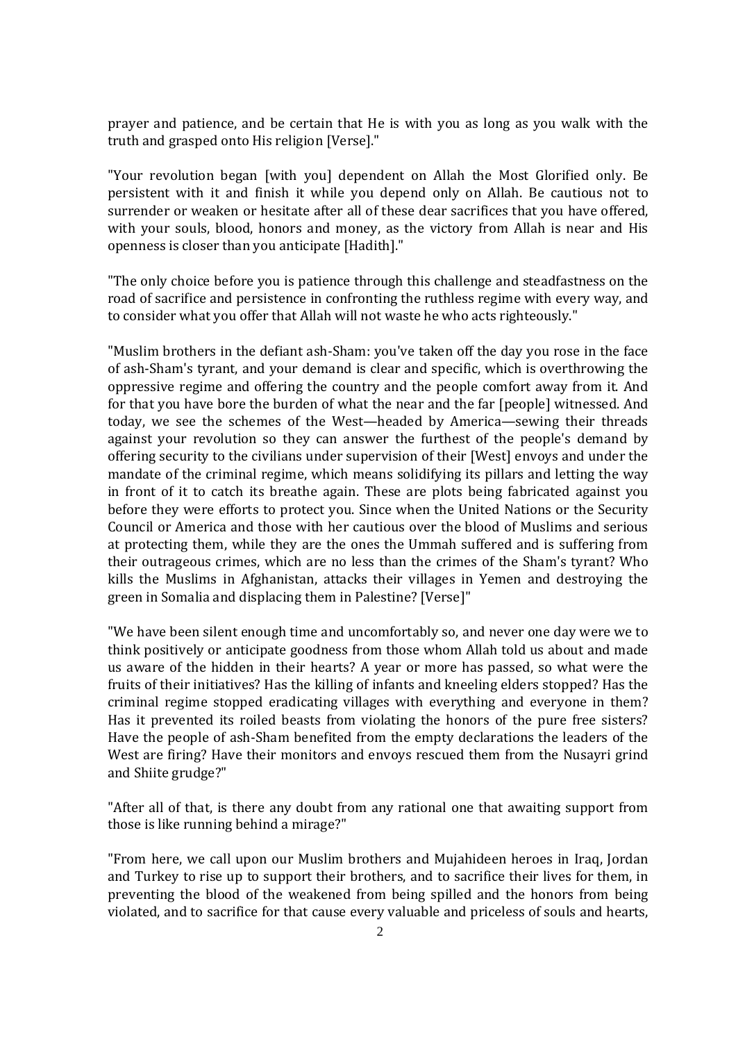prayer and patience, and be certain that He is with you as long as you walk with the truth and grasped onto His religion [Verse]."

"Your revolution began [with you] dependent on Allah the Most Glorified only. Be persistent with it and finish it while you depend only on Allah. Be cautious not to surrender or weaken or hesitate after all of these dear sacrifices that you have offered, with your souls, blood, honors and money, as the victory from Allah is near and His openness is closer than you anticipate [Hadith]."

"The only choice before you is patience through this challenge and steadfastness on the road of sacrifice and persistence in confronting the ruthless regime with every way, and to consider what you offer that Allah will not waste he who acts righteously."

"Muslim brothers in the defiant ash-Sham: you've taken off the day you rose in the face of ash-Sham's tyrant, and your demand is clear and specific, which is overthrowing the oppressive regime and offering the country and the people comfort away from it. And for that you have bore the burden of what the near and the far [people] witnessed. And today, we see the schemes of the West—headed by America—sewing their threads against your revolution so they can answer the furthest of the people's demand by offering security to the civilians under supervision of their [West] envoys and under the mandate of the criminal regime, which means solidifying its pillars and letting the way in front of it to catch its breathe again. These are plots being fabricated against you before they were efforts to protect you. Since when the United Nations or the Security Council or America and those with her cautious over the blood of Muslims and serious at protecting them, while they are the ones the Ummah suffered and is suffering from their outrageous crimes, which are no less than the crimes of the Sham's tyrant? Who kills the Muslims in Afghanistan, attacks their villages in Yemen and destroying the green in Somalia and displacing them in Palestine? [Verse]"

"We have been silent enough time and uncomfortably so, and never one day were we to think positively or anticipate goodness from those whom Allah told us about and made us aware of the hidden in their hearts? A year or more has passed, so what were the fruits of their initiatives? Has the killing of infants and kneeling elders stopped? Has the criminal regime stopped eradicating villages with everything and everyone in them? Has it prevented its roiled beasts from violating the honors of the pure free sisters? Have the people of ash-Sham benefited from the empty declarations the leaders of the West are firing? Have their monitors and envoys rescued them from the Nusayri grind and Shiite grudge?"

"After all of that, is there any doubt from any rational one that awaiting support from those is like running behind a mirage?"

"From here, we call upon our Muslim brothers and Mujahideen heroes in Iraq, Jordan and Turkey to rise up to support their brothers, and to sacrifice their lives for them, in preventing the blood of the weakened from being spilled and the honors from being violated, and to sacrifice for that cause every valuable and priceless of souls and hearts,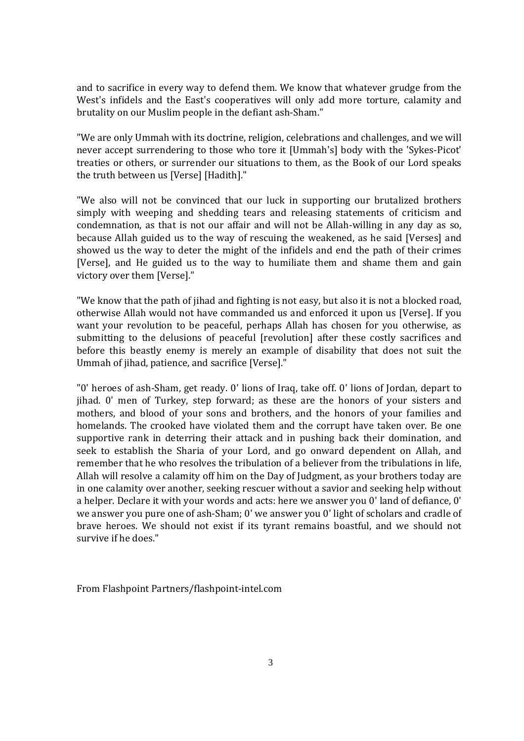and to sacrifice in every way to defend them. We know that whatever grudge from the West's infidels and the East's cooperatives will only add more torture, calamity and brutality on our Muslim people in the defiant ash-Sham."

"We are only Ummah with its doctrine, religion, celebrations and challenges, and we will never accept surrendering to those who tore it [Ummah's] body with the 'Sykes-Picot' treaties or others, or surrender our situations to them, as the Book of our Lord speaks the truth between us [Verse] [Hadith]."

"We also will not be convinced that our luck in supporting our brutalized brothers simply with weeping and shedding tears and releasing statements of criticism and condemnation, as that is not our affair and will not be Allah-willing in any day as so, because Allah guided us to the way of rescuing the weakened, as he said [Verses] and showed us the way to deter the might of the infidels and end the path of their crimes [Verse], and He guided us to the way to humiliate them and shame them and gain victory over them [Verse]."

"We know that the path of jihad and fighting is not easy, but also it is not a blocked road, otherwise Allah would not have commanded us and enforced it upon us [Verse]. If you want your revolution to be peaceful, perhaps Allah has chosen for you otherwise, as submitting to the delusions of peaceful [revolution] after these costly sacrifices and before this beastly enemy is merely an example of disability that does not suit the Ummah of jihad, patience, and sacrifice [Verse]."

"0' heroes of ash-Sham, get ready. 0' lions of Iraq, take off. 0' lions of Jordan, depart to jihad. 0' men of Turkey, step forward; as these are the honors of your sisters and mothers, and blood of your sons and brothers, and the honors of your families and homelands. The crooked have violated them and the corrupt have taken over. Be one supportive rank in deterring their attack and in pushing back their domination, and seek to establish the Sharia of your Lord, and go onward dependent on Allah, and remember that he who resolves the tribulation of a believer from the tribulations in life, Allah will resolve a calamity off him on the Day of Judgment, as your brothers today are in one calamity over another, seeking rescuer without a savior and seeking help without a helper. Declare it with your words and acts: here we answer you 0' land of defiance, 0' we answer you pure one of ash-Sham; 0' we answer you 0' light of scholars and cradle of brave heroes. We should not exist if its tyrant remains boastful, and we should not survive if he does."

From Flashpoint Partners/flashpoint-intel.com